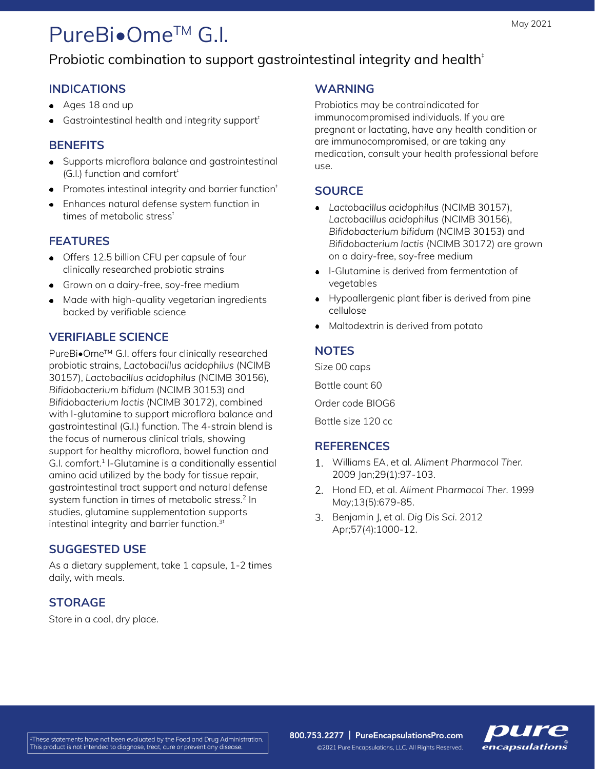May 2021

# PureBi•Ome™ G.I.

## Probiotic combination to support gastrointestinal integrity and health‡

### INDICATIONS

- Ages 18 and up
- Gastrointestinal health and integrity support‡

### BENEFITS

- Supports microflora balance and gastrointestinal (G.I.) function and comfort‡
- Promotes intestinal integrity and barrier function‡
- Enhances natural defense system function in times of metabolic stress‡

### FEATURES

- Offers 12.5 billion CFU per capsule of four clinically researched probiotic strains
- Grown on a dairy-free, soy-free medium
- Made with high-quality vegetarian ingredients backed by verifiable science

### VERIFIABLE SCIENCE

PureBi•Ome™ G.I. offers four clinically researched probiotic strains, *Lactobacillus acidophilus* (NCIMB 30157), *Lactobacillus acidophilus* (NCIMB 30156), *Bifidobacterium bifidum* (NCIMB 30153) and *Bifidobacterium lactis* (NCIMB 30172), combined with l-glutamine to support microflora balance and gastrointestinal (G.I.) function. The 4-strain blend is the focus of numerous clinical trials, showing support for healthy microflora, bowel function and G.I. comfort.[1] l-Glutamine is a conditionally essential amino acid utilized by the body for tissue repair, gastrointestinal tract support and natural defense system function in times of metabolic stress.[2] In studies, glutamine supplementation supports intestinal integrity and barrier function.[3‡]

### SUGGESTED USE

As a dietary supplement, take 1 capsule, 1-2 times daily, with meals.

### STORAGE

Store in a cool, dry place.

### WARNING

Probiotics may be contraindicated for immunocompromised individuals. If you are pregnant or lactating, have any health condition or are immunocompromised, or are taking any medication, consult your health professional before use.

### SOURCE

- *Lactobacillus acidophilus* (NCIMB 30157), *Lactobacillus acidophilus* (NCIMB 30156), *Bifidobacterium bifidum* (NCIMB 30153) and *Bifidobacterium lactis* (NCIMB 30172) are grown on a dairy-free, soy-free medium
- l-Glutamine is derived from fermentation of vegetables
- Hypoallergenic plant fiber is derived from pine cellulose
- Maltodextrin is derived from potato

### NOTES

Size 00 caps

Bottle count 60

Order code BIOG6

Bottle size 120 cc

### REFERENCES

1. Williams EA, et al. *Aliment Pharmacol Ther.* 2009 Jan;29(1):97-103.
2. Hond ED, et al. *Aliment Pharmacol Ther.* 1999 May;13(5):679-85.
3. Benjamin J, et al. *Dig Dis Sci.* 2012 Apr;57(4):1000-12.

‡These statements have not been evaluated by the Food and Drug Administration. This product is not intended to diagnose, treat, cure or prevent any disease.

800.753.2277 | PureEncapsulationsPro.com

©2021 Pure Encapsulations, LLC. All Rights Reserved.

pure encapsulations®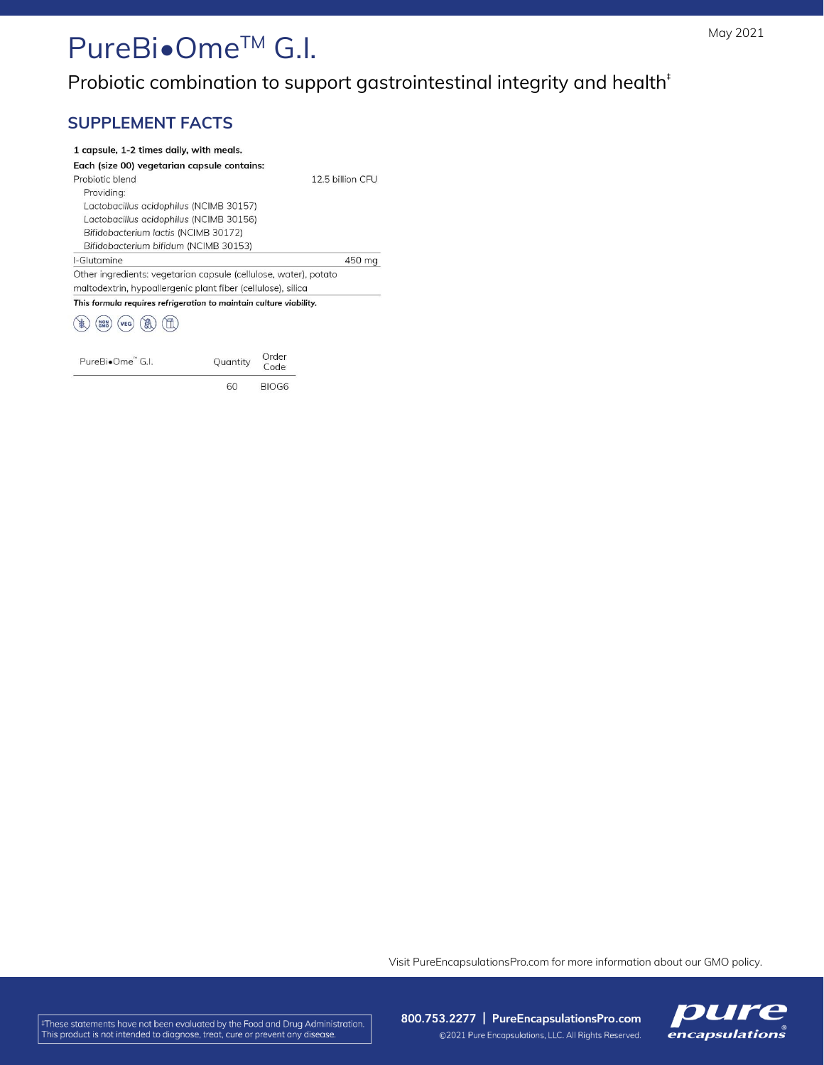May 2021

# PureBi•Ome™ G.I.

Probiotic combination to support gastrointestinal integrity and health‡

## SUPPLEMENT FACTS

**1 capsule, 1-2 times daily, with meals.**

| **Each (size 00) vegetarian capsule contains:** | |
|---|---|
| Probiotic blend | 12.5 billion CFU |
| Providing: | |
| *Lactobacillus acidophilus* (NCIMB 30157) | |
| *Lactobacillus acidophilus* (NCIMB 30156) | |
| *Bifidobacterium lactis* (NCIMB 30172) | |
| *Bifidobacterium bifidum* (NCIMB 30153) | |
| l-Glutamine | 450 mg |

Other ingredients: vegetarian capsule (cellulose, water), potato maltodextrin, hypoallergenic plant fiber (cellulose), silica

***This formula requires refrigeration to maintain culture viability.***

| PureBi•Ome™ G.I. | Quantity | Order Code |
|---|---|---|
| | 60 | BIOG6 |

Visit PureEncapsulationsPro.com for more information about our GMO policy.

‡These statements have not been evaluated by the Food and Drug Administration. This product is not intended to diagnose, treat, cure or prevent any disease.

800.753.2277 | PureEncapsulationsPro.com

©2021 Pure Encapsulations, LLC. All Rights Reserved.

pure encapsulations®